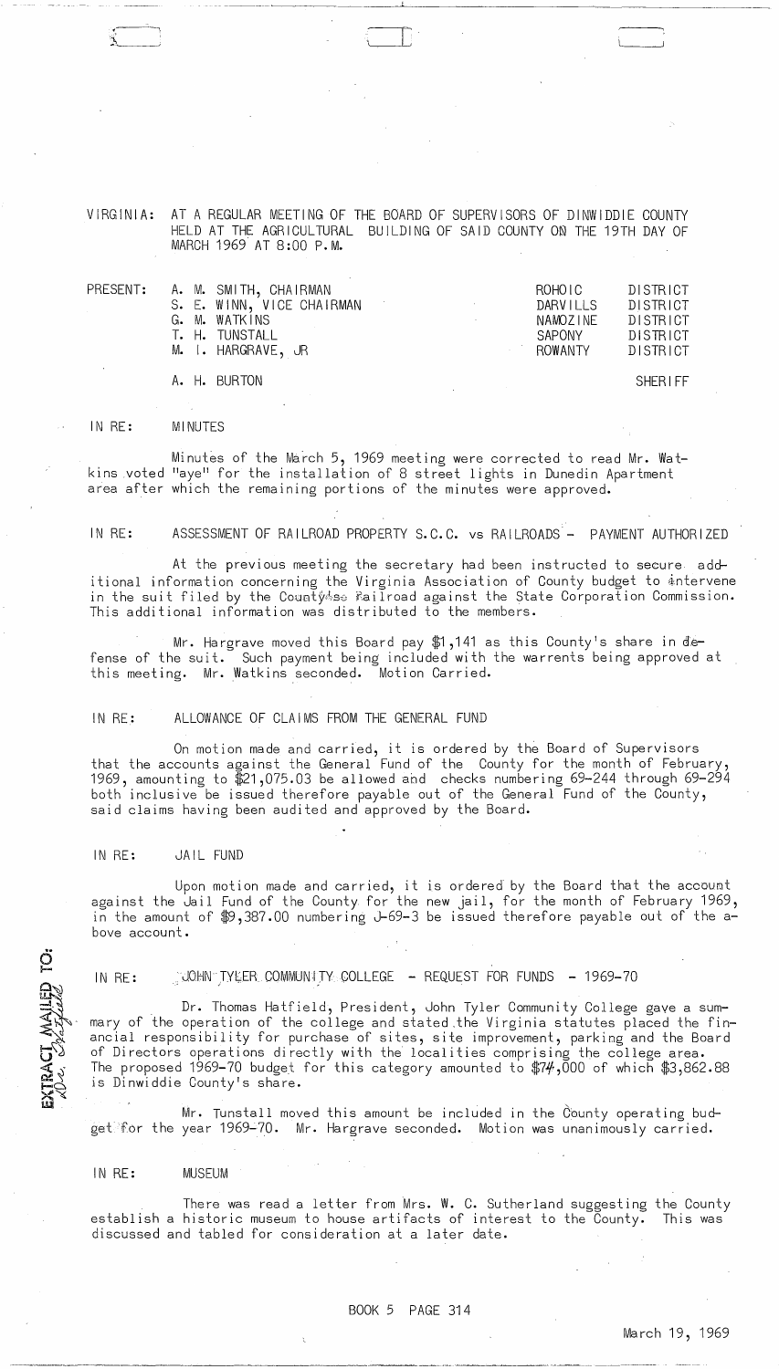VIRGINIA: AT A REGULAR MEETING OF THE BOARD OF SUPERVISORS OF DINWIDDIE COUNTY HELD AT THE AGRICULTURAL BUILDING OF SAID COUNTY ON THE 19TH DAY OF MARCH 1969 AT 8:00 P.M.

| PRESENT: | | | |
|---|---|---|---|
| | A. M. SMITH, CHAIRMAN | ROHOIC | DISTRICT |
| | S. E. WINN, VICE CHAIRMAN | DARVILLS | DISTRICT |
| | G. M. WATKINS | NAMOZINE | DISTRICT |
| | T. H. TUNSTALL | SAPONY | DISTRICT |
| | M. I. HARGRAVE, JR | ROWANTY | DISTRICT |
| | A. H. BURTON | | SHERIFF |

IN RE: MINUTES

Minutes of the March 5, 1969 meeting were corrected to read Mr. Watkins voted "aye" for the installation of 8 street lights in Dunedin Apartment area after which the remaining portions of the minutes were approved.

IN RE: ASSESSMENT OF RAILROAD PROPERTY S.C.C. vs RAILROADS - PAYMENT AUTHORIZED

At the previous meeting the secretary had been instructed to secure additional information concerning the Virginia Association of County budget to intervene in the suit filed by the Countyies Railroad against the State Corporation Commission. This additional information was distributed to the members.

Mr. Hargrave moved this Board pay $1,141 as this County's share in defense of the suit. Such payment being included with the warrents being approved at this meeting. Mr. Watkins seconded. Motion Carried.

IN RE: ALLOWANCE OF CLAIMS FROM THE GENERAL FUND

On motion made and carried, it is ordered by the Board of Supervisors that the accounts against the General Fund of the County for the month of February, 1969, amounting to $21,075.03 be allowed and checks numbering 69-244 through 69-294 both inclusive be issued therefore payable out of the General Fund of the County, said claims having been audited and approved by the Board.

IN RE: JAIL FUND

Upon motion made and carried, it is ordered by the Board that the account against the Jail Fund of the County for the new jail, for the month of February 1969, in the amount of $9,387.00 numbering J-69-3 be issued therefore payable out of the above account.

IN RE: JOHN TYLER COMMUNITY COLLEGE - REQUEST FOR FUNDS - 1969-70

Dr. Thomas Hatfield, President, John Tyler Community College gave a summary of the operation of the college and stated the Virginia statutes placed the financial responsibility for purchase of sites, site improvement, parking and the Board of Directors operations directly with the localities comprising the college area. The proposed 1969-70 budget for this category amounted to $74,000 of which $3,862.88 is Dinwiddie County's share.

Mr. Tunstall moved this amount be included in the County operating budget for the year 1969-70. Mr. Hargrave seconded. Motion was unanimously carried.

IN RE: MUSEUM

There was read a letter from Mrs. W. C. Sutherland suggesting the County establish a historic museum to house artifacts of interest to the County. This was discussed and tabled for consideration at a later date.

BOOK 5 PAGE 314

March 19, 1969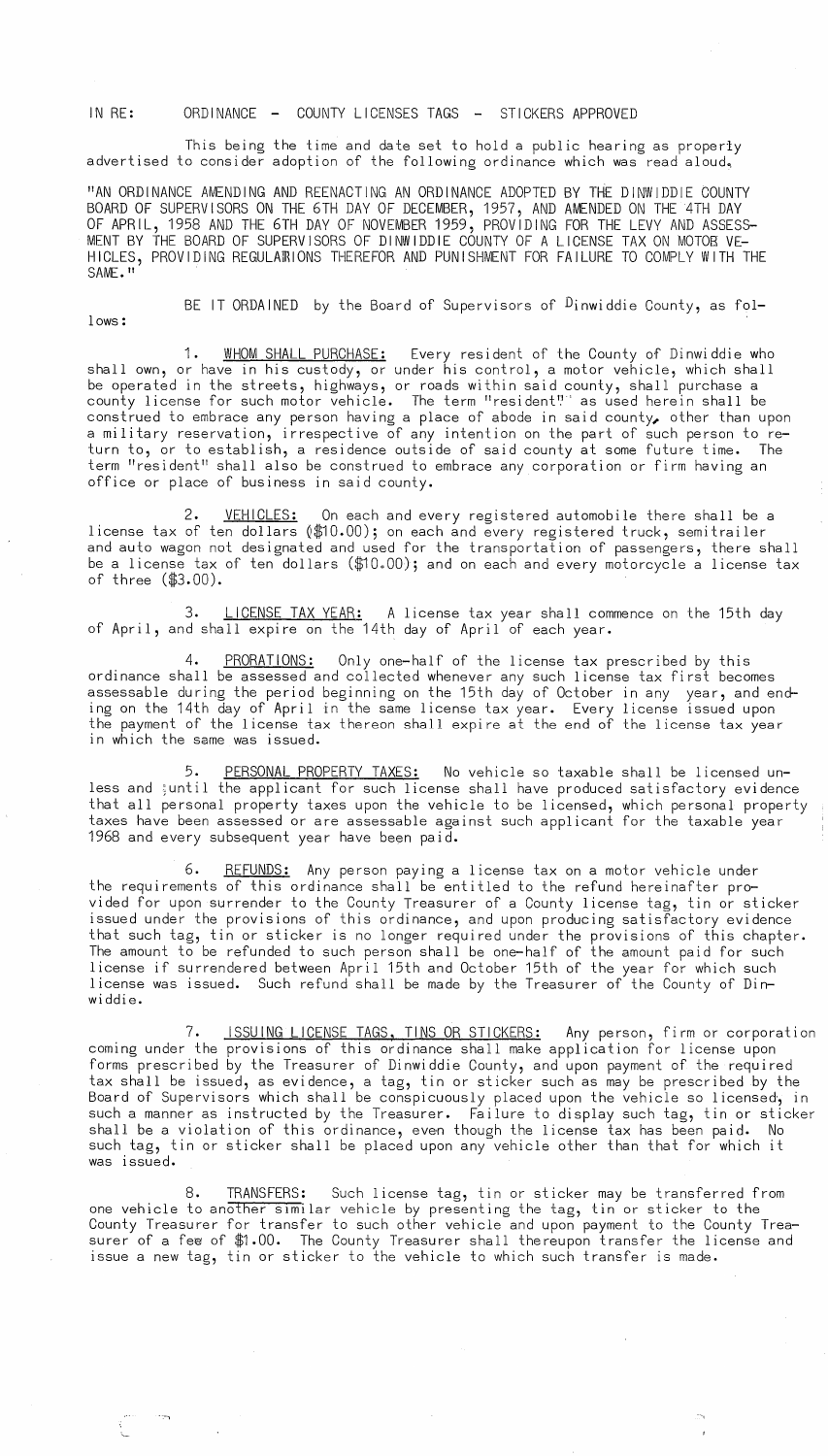IN RE: ORDINANCE - COUNTY LICENSES TAGS - STICKERS APPROVED

This being the time and date set to hold a public hearing as properly advertised to consider adoption of the following ordinance which was read aloud.

"AN ORDINANCE AMENDING AND REENACTING AN ORDINANCE ADOPTED BY THE DINWIDDIE COUNTY BOARD OF SUPERVISORS ON THE 6TH DAY OF DECEMBER, 1957, AND AMENDED ON THE 4TH DAY OF APRIL, 1958 AND THE 6TH DAY OF NOVEMBER 1959, PROVIDING FOR THE LEVY AND ASSESSMENT BY THE BOARD OF SUPERVISORS OF DINWIDDIE COUNTY OF A LICENSE TAX ON MOTOR VEHICLES, PROVIDING REGULATIONS THEREFOR AND PUNISHMENT FOR FAILURE TO COMPLY WITH THE SAME."

BE IT ORDAINED by the Board of Supervisors of Dinwiddie County, as follows:

1. WHOM SHALL PURCHASE: Every resident of the County of Dinwiddie who shall own, or have in his custody, or under his control, a motor vehicle, which shall be operated in the streets, highways, or roads within said county, shall purchase a county license for such motor vehicle. The term "resident" as used herein shall be construed to embrace any person having a place of abode in said county, other than upon a military reservation, irrespective of any intention on the part of such person to return to, or to establish, a residence outside of said county at some future time. The term "resident" shall also be construed to embrace any corporation or firm having an office or place of business in said county.

2. VEHICLES: On each and every registered automobile there shall be a license tax of ten dollars ($10.00); on each and every registered truck, semitrailer and auto wagon not designated and used for the transportation of passengers, there shall be a license tax of ten dollars ($10.00); and on each and every motorcycle a license tax of three ($3.00).

3. LICENSE TAX YEAR: A license tax year shall commence on the 15th day of April, and shall expire on the 14th day of April of each year.

4. PRORATIONS: Only one-half of the license tax prescribed by this ordinance shall be assessed and collected whenever any such license tax first becomes assessable during the period beginning on the 15th day of October in any year, and ending on the 14th day of April in the same license tax year. Every license issued upon the payment of the license tax thereon shall expire at the end of the license tax year in which the same was issued.

5. PERSONAL PROPERTY TAXES: No vehicle so taxable shall be licensed unless and until the applicant for such license shall have produced satisfactory evidence that all personal property taxes upon the vehicle to be licensed, which personal property taxes have been assessed or are assessable against such applicant for the taxable year 1968 and every subsequent year have been paid.

6. REFUNDS: Any person paying a license tax on a motor vehicle under the requirements of this ordinance shall be entitled to the refund hereinafter provided for upon surrender to the County Treasurer of a County license tag, tin or sticker issued under the provisions of this ordinance, and upon producing satisfactory evidence that such tag, tin or sticker is no longer required under the provisions of this chapter. The amount to be refunded to such person shall be one-half of the amount paid for such license if surrendered between April 15th and October 15th of the year for which such license was issued. Such refund shall be made by the Treasurer of the County of Dinwiddie.

7. ISSUING LICENSE TAGS, TINS OR STICKERS: Any person, firm or corporation coming under the provisions of this ordinance shall make application for license upon forms prescribed by the Treasurer of Dinwiddie County, and upon payment of the required tax shall be issued, as evidence, a tag, tin or sticker such as may be prescribed by the Board of Supervisors which shall be conspicuously placed upon the vehicle so licensed, in such a manner as instructed by the Treasurer. Failure to display such tag, tin or sticker shall be a violation of this ordinance, even though the license tax has been paid. No such tag, tin or sticker shall be placed upon any vehicle other than that for which it was issued.

8. TRANSFERS: Such license tag, tin or sticker may be transferred from one vehicle to another similar vehicle by presenting the tag, tin or sticker to the County Treasurer for transfer to such other vehicle and upon payment to the County Treasurer of a fee of $1.00. The County Treasurer shall thereupon transfer the license and issue a new tag, tin or sticker to the vehicle to which such transfer is made.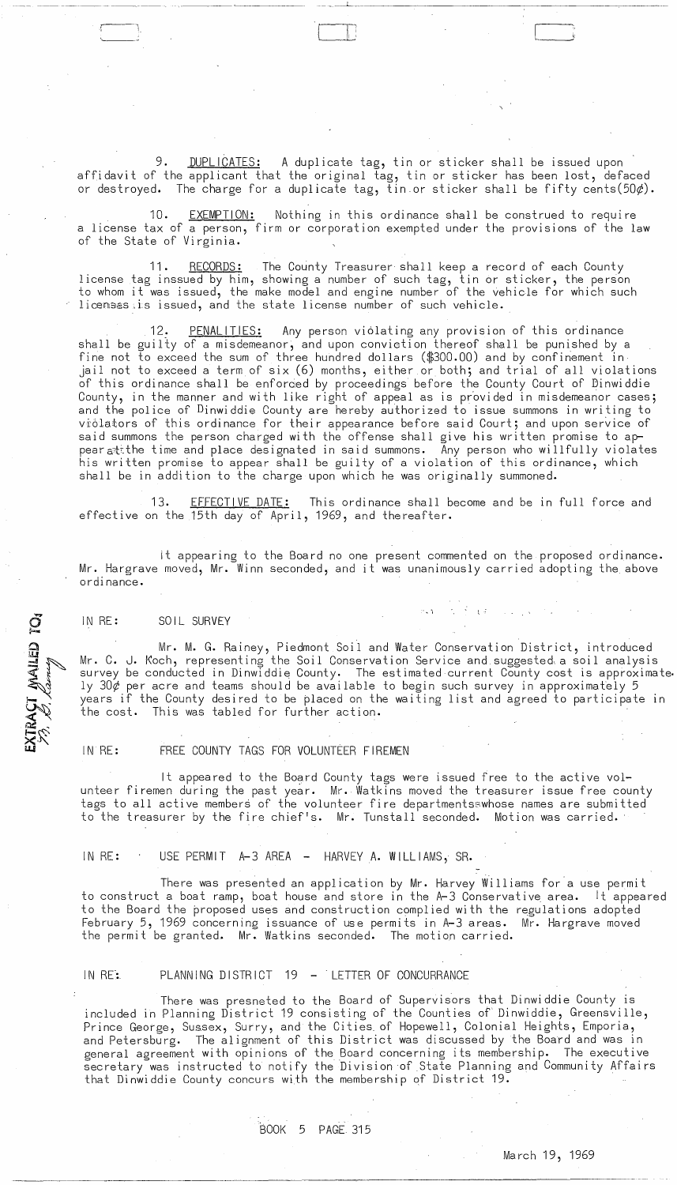9. <u>DUPLICATES:</u> A duplicate tag, tin or sticker shall be issued upon affidavit of the applicant that the original tag, tin or sticker has been lost, defaced or destroyed. The charge for a duplicate tag, tin or sticker shall be fifty cents(50¢).

10. <u>EXEMPTION:</u> Nothing in this ordinance shall be construed to require a license tax of a person, firm or corporation exempted under the provisions of the law of the State of Virginia.

11. <u>RECORDS:</u> The County Treasurer shall keep a record of each County license tag inssued by him, showing a number of such tag, tin or sticker, the person to whom it was issued, the make model and engine number of the vehicle for which such licenses is issued, and the state license number of such vehicle.

12. <u>PENALITIES:</u> Any person violating any provision of this ordinance shall be guilty of a misdemeanor, and upon conviction thereof shall be punished by a fine not to exceed the sum of three hundred dollars ($300.00) and by confinement in jail not to exceed a term of six (6) months, either or both; and trial of all violations of this ordinance shall be enforced by proceedings before the County Court of Dinwiddie County, in the manner and with like right of appeal as is provided in misdemeanor cases; and the police of Dinwiddie County are hereby authorized to issue summons in writing to violators of this ordinance for their appearance before said Court; and upon service of said summons the person charged with the offense shall give his written promise to appear at the time and place designated in said summons. Any person who willfully violates his written promise to appear shall be guilty of a violation of this ordinance, which shall be in addition to the charge upon which he was originally summoned.

13. <u>EFFECTIVE DATE:</u> This ordinance shall become and be in full force and effective on the 15th day of April, 1969, and thereafter.

It appearing to the Board no one present commented on the proposed ordinance. Mr. Hargrave moved, Mr. Winn seconded, and it was unanimously carried adopting the above ordinance.

EXTRACT MAILED TO: M. G. Rainey

IN RE: SOIL SURVEY

Mr. M. G. Rainey, Piedmont Soil and Water Conservation District, introduced Mr. C. J. Koch, representing the Soil Conservation Service and suggested a soil analysis survey be conducted in Dinwiddie County. The estimated current County cost is approximately 30¢ per acre and teams should be available to begin such survey in approximately 5 years if the County desired to be placed on the waiting list and agreed to participate in the cost. This was tabled for further action.

IN RE: FREE COUNTY TAGS FOR VOLUNTEER FIREMEN

It appeared to the Board County tags were issued free to the active volunteer firemen during the past year. Mr. Watkins moved the treasurer issue free county tags to all active members of the volunteer fire departments whose names are submitted to the treasurer by the fire chief's. Mr. Tunstall seconded. Motion was carried.

IN RE: USE PERMIT A-3 AREA - HARVEY A. WILLIAMS, SR.

There was presented an application by Mr. Harvey Williams for a use permit to construct a boat ramp, boat house and store in the A-3 Conservative area. It appeared to the Board the proposed uses and construction complied with the regulations adopted February 5, 1969 concerning issuance of use permits in A-3 areas. Mr. Hargrave moved the permit be granted. Mr. Watkins seconded. The motion carried.

IN RE: PLANNING DISTRICT 19 - LETTER OF CONCURRANCE

There was presneted to the Board of Supervisors that Dinwiddie County is included in Planning District 19 consisting of the Counties of Dinwiddie, Greensville, Prince George, Sussex, Surry, and the Cities of Hopewell, Colonial Heights, Emporia, and Petersburg. The alignment of this District was discussed by the Board and was in general agreement with opinions of the Board concerning its membership. The executive secretary was instructed to notify the Division of State Planning and Community Affairs that Dinwiddie County concurs with the membership of District 19.

BOOK 5 PAGE 315

March 19, 1969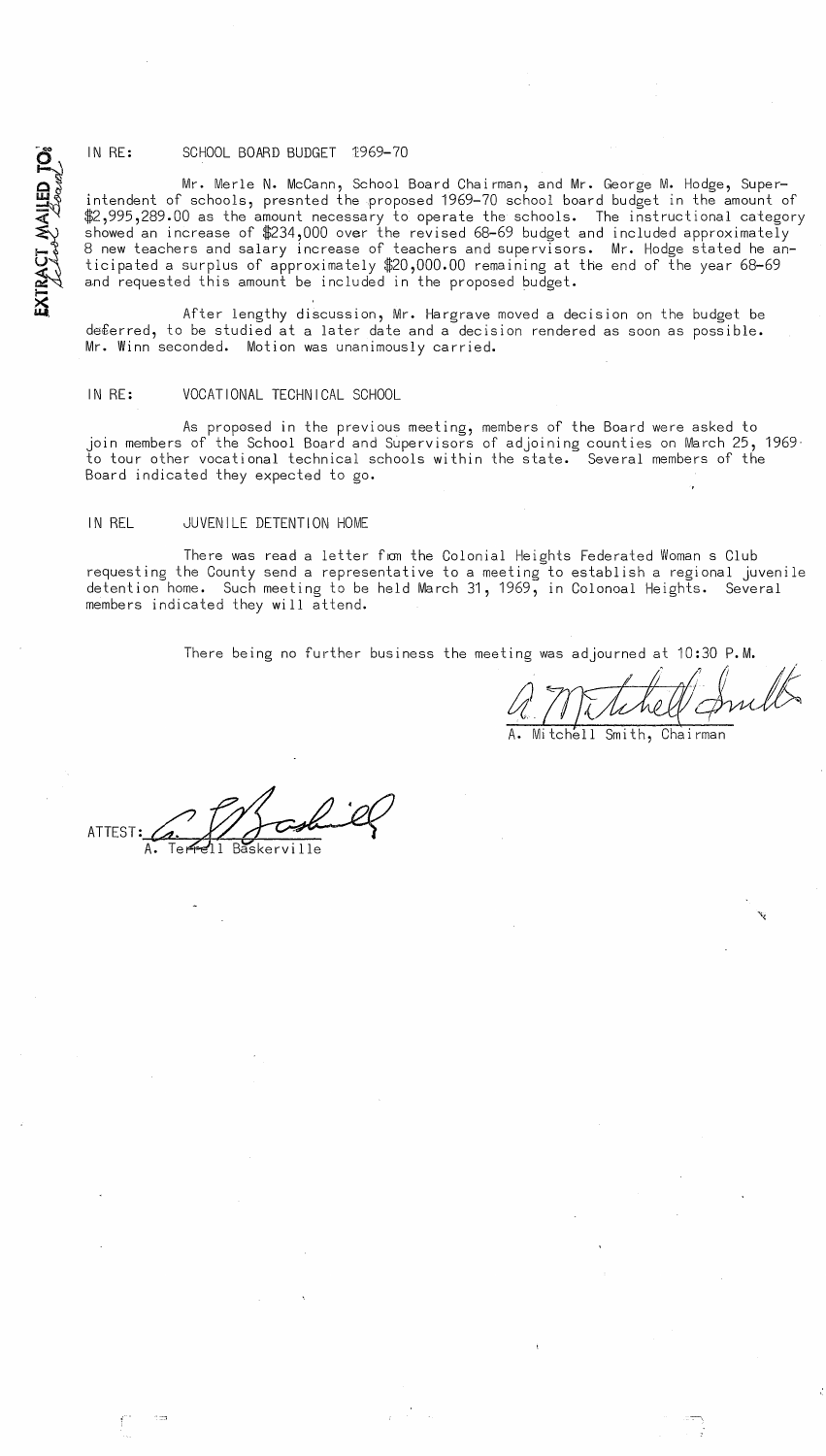EXTRACT MAILED TO: *School Board*

IN RE: SCHOOL BOARD BUDGET 1969-70

Mr. Merle N. McCann, School Board Chairman, and Mr. George M. Hodge, Superintendent of schools, presnted the proposed 1969-70 school board budget in the amount of $2,995,289.00 as the amount necessary to operate the schools. The instructional category showed an increase of $234,000 over the revised 68-69 budget and included approximately 8 new teachers and salary increase of teachers and supervisors. Mr. Hodge stated he anticipated a surplus of approximately $20,000.00 remaining at the end of the year 68-69 and requested this amount be included in the proposed budget.

After lengthy discussion, Mr. Hargrave moved a decision on the budget be deferred, to be studied at a later date and a decision rendered as soon as possible. Mr. Winn seconded. Motion was unanimously carried.

IN RE: VOCATIONAL TECHNICAL SCHOOL

As proposed in the previous meeting, members of the Board were asked to join members of the School Board and Supervisors of adjoining counties on March 25, 1969 to tour other vocational technical schools within the state. Several members of the Board indicated they expected to go.

IN REL JUVENILE DETENTION HOME

There was read a letter fom the Colonial Heights Federated Woman s Club requesting the County send a representative to a meeting to establish a regional juvenile detention home. Such meeting to be held March 31, 1969, in Colonoal Heights. Several members indicated they will attend.

There being no further business the meeting was adjourned at 10:30 P.M.

*A. Mitchell Smith*
A. Mitchell Smith, Chairman

ATTEST: *A. T. Baskerville*
A. Terrell Baskerville